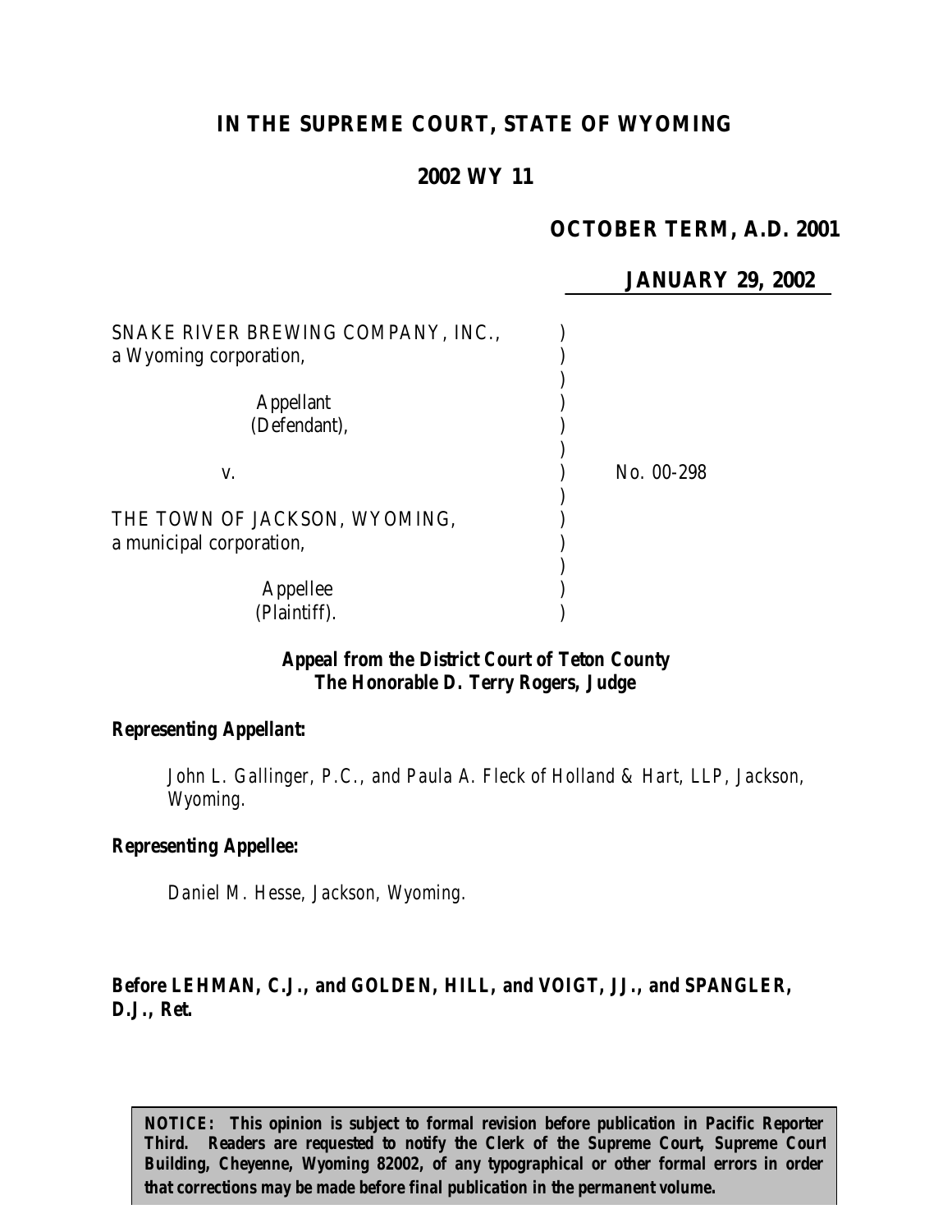# IN THE SUPREME COURT, STATE OF WYOMING

## 2002 WY 11

**OCTOBER TERM, A.D. 2001**

**JANUARY 29, 2002**

SNAKE RIVER BREWING COMPANY, INC., a Wyoming corporation,

Appellant (Defendant),

v.

THE TOWN OF JACKSON, WYOMING, a municipal corporation,

Appellee (Plaintiff).

No. 00-298

***Appeal from the District Court of Teton County***
***The Honorable D. Terry Rogers, Judge***

**Representing Appellant:**

*John L. Gallinger, P.C., and Paula A. Fleck of Holland & Hart, LLP, Jackson, Wyoming.*

**Representing Appellee:**

*Daniel M. Hesse, Jackson, Wyoming.*

**Before LEHMAN, C.J., and GOLDEN, HILL, and VOIGT, JJ., and SPANGLER, D.J., Ret.**

**NOTICE: This opinion is subject to formal revision before publication in Pacific Reporter Third. Readers are requested to notify the Clerk of the Supreme Court, Supreme Court Building, Cheyenne, Wyoming 82002, of any typographical or other formal errors in order that corrections may be made before final publication in the permanent volume.**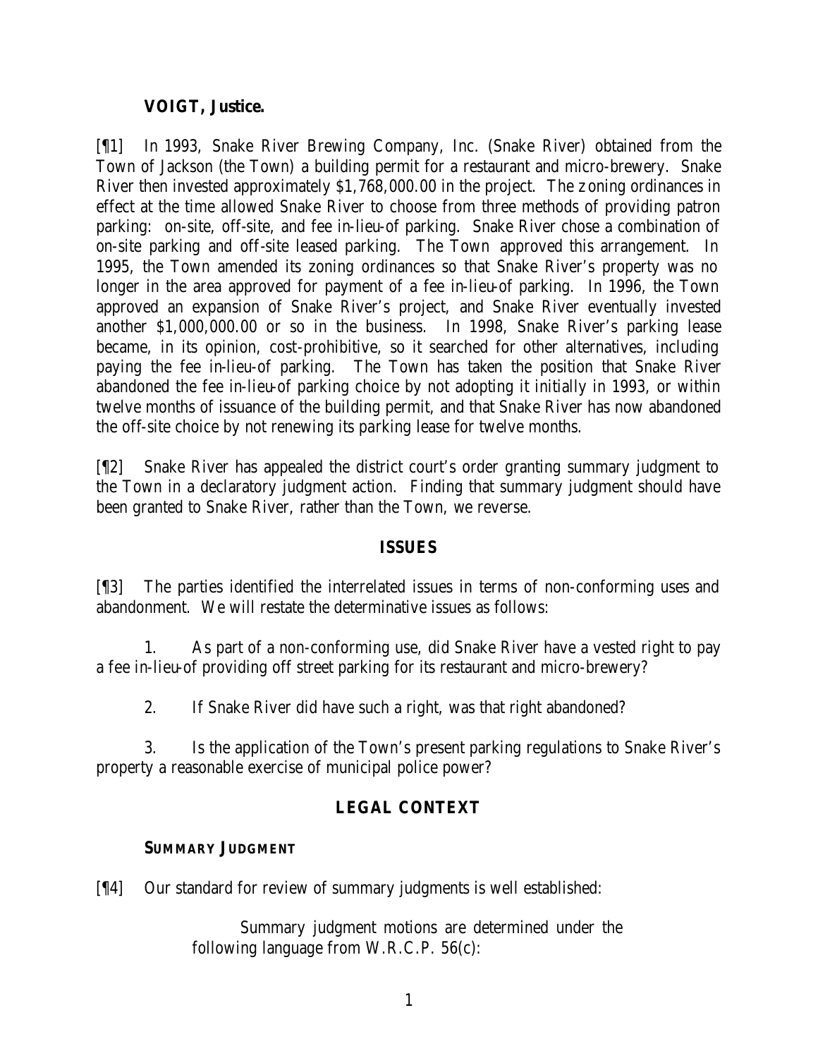**VOIGT, Justice.**

[¶1] In 1993, Snake River Brewing Company, Inc. (Snake River) obtained from the Town of Jackson (the Town) a building permit for a restaurant and micro-brewery. Snake River then invested approximately $1,768,000.00 in the project. The zoning ordinances in effect at the time allowed Snake River to choose from three methods of providing patron parking: on-site, off-site, and fee in-lieu-of parking. Snake River chose a combination of on-site parking and off-site leased parking. The Town approved this arrangement. In 1995, the Town amended its zoning ordinances so that Snake River's property was no longer in the area approved for payment of a fee in-lieu-of parking. In 1996, the Town approved an expansion of Snake River's project, and Snake River eventually invested another $1,000,000.00 or so in the business. In 1998, Snake River's parking lease became, in its opinion, cost-prohibitive, so it searched for other alternatives, including paying the fee in-lieu-of parking. The Town has taken the position that Snake River abandoned the fee in-lieu-of parking choice by not adopting it initially in 1993, or within twelve months of issuance of the building permit, and that Snake River has now abandoned the off-site choice by not renewing its parking lease for twelve months.

[¶2] Snake River has appealed the district court's order granting summary judgment to the Town in a declaratory judgment action. Finding that summary judgment should have been granted to Snake River, rather than the Town, we reverse.

## ISSUES

[¶3] The parties identified the interrelated issues in terms of non-conforming uses and abandonment. We will restate the determinative issues as follows:

1. As part of a non-conforming use, did Snake River have a vested right to pay a fee in-lieu-of providing off street parking for its restaurant and micro-brewery?

2. If Snake River did have such a right, was that right abandoned?

3. Is the application of the Town's present parking regulations to Snake River's property a reasonable exercise of municipal police power?

## LEGAL CONTEXT

### SUMMARY JUDGMENT

[¶4] Our standard for review of summary judgments is well established:

> Summary judgment motions are determined under the following language from W.R.C.P. 56(c):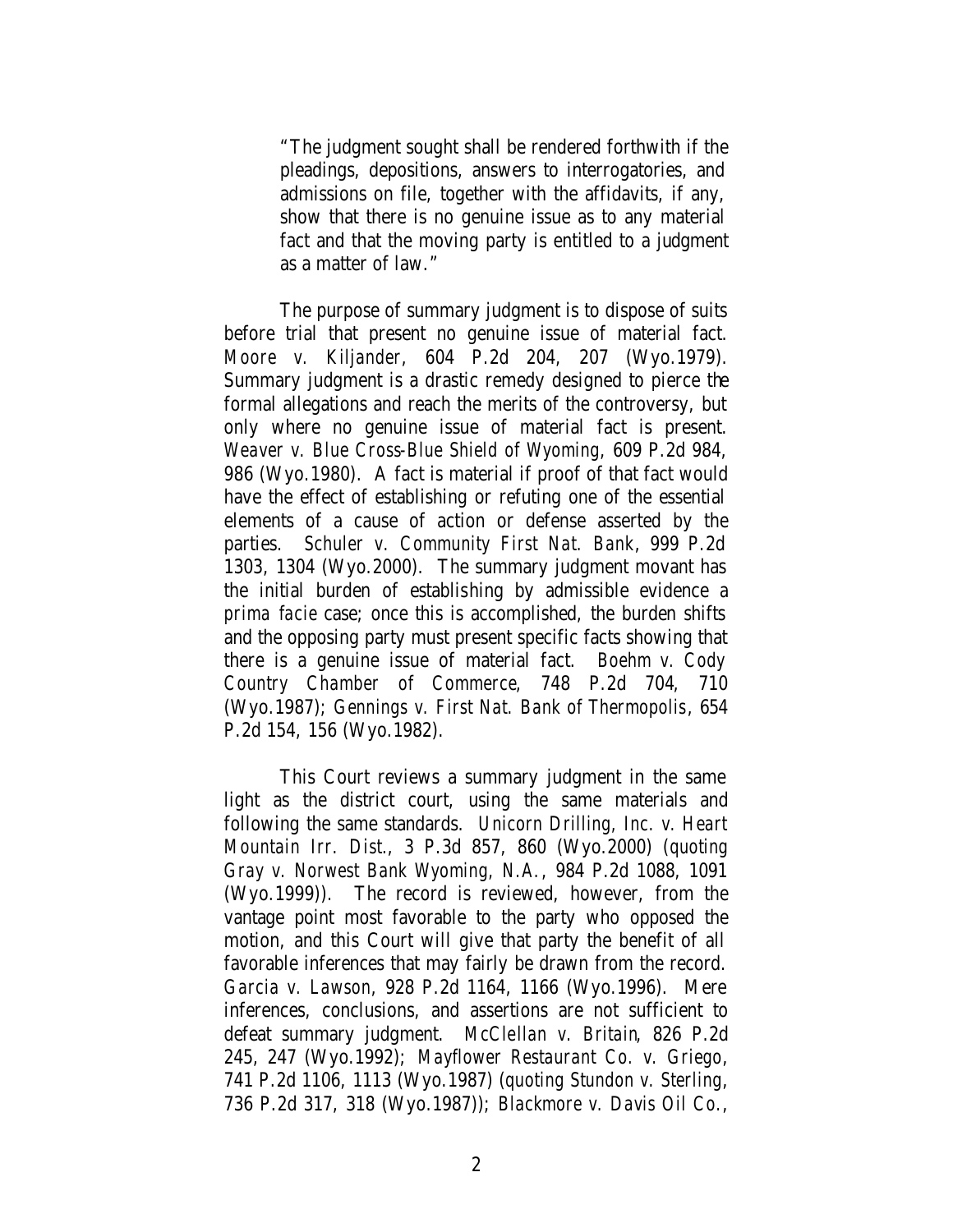> "The judgment sought shall be rendered forthwith if the pleadings, depositions, answers to interrogatories, and admissions on file, together with the affidavits, if any, show that there is no genuine issue as to any material fact and that the moving party is entitled to a judgment as a matter of law."

The purpose of summary judgment is to dispose of suits before trial that present no genuine issue of material fact. *Moore v. Kiljander*, 604 P.2d 204, 207 (Wyo.1979). Summary judgment is a drastic remedy designed to pierce the formal allegations and reach the merits of the controversy, but only where no genuine issue of material fact is present. *Weaver v. Blue Cross-Blue Shield of Wyoming*, 609 P.2d 984, 986 (Wyo.1980). A fact is material if proof of that fact would have the effect of establishing or refuting one of the essential elements of a cause of action or defense asserted by the parties. *Schuler v. Community First Nat. Bank*, 999 P.2d 1303, 1304 (Wyo.2000). The summary judgment movant has the initial burden of establishing by admissible evidence a *prima facie* case; once this is accomplished, the burden shifts and the opposing party must present specific facts showing that there is a genuine issue of material fact. *Boehm v. Cody Country Chamber of Commerce*, 748 P.2d 704, 710 (Wyo.1987); *Gennings v. First Nat. Bank of Thermopolis*, 654 P.2d 154, 156 (Wyo.1982).

This Court reviews a summary judgment in the same light as the district court, using the same materials and following the same standards. *Unicorn Drilling, Inc. v. Heart Mountain Irr. Dist.*, 3 P.3d 857, 860 (Wyo.2000) (*quoting Gray v. Norwest Bank Wyoming, N.A.*, 984 P.2d 1088, 1091 (Wyo.1999)). The record is reviewed, however, from the vantage point most favorable to the party who opposed the motion, and this Court will give that party the benefit of all favorable inferences that may fairly be drawn from the record. *Garcia v. Lawson*, 928 P.2d 1164, 1166 (Wyo.1996). Mere inferences, conclusions, and assertions are not sufficient to defeat summary judgment. *McClellan v. Britain*, 826 P.2d 245, 247 (Wyo.1992); *Mayflower Restaurant Co. v. Griego*, 741 P.2d 1106, 1113 (Wyo.1987) (*quoting Stundon v. Sterling*, 736 P.2d 317, 318 (Wyo.1987)); *Blackmore v. Davis Oil Co.*,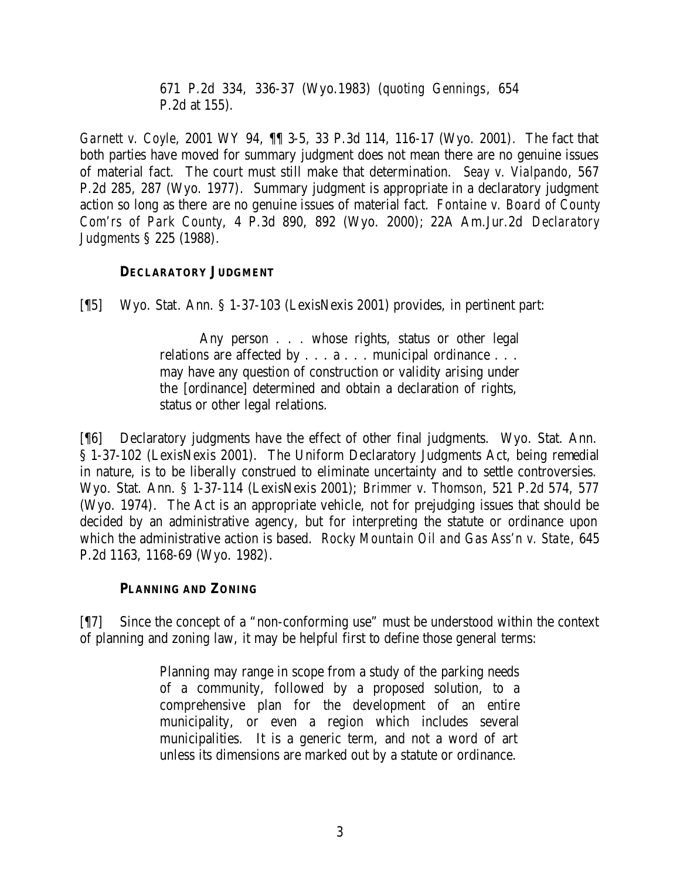> 671 P.2d 334, 336-37 (Wyo.1983) (*quoting Gennings*, 654 P.2d at 155).

*Garnett v. Coyle*, 2001 WY 94, ¶¶ 3-5, 33 P.3d 114, 116-17 (Wyo. 2001). The fact that both parties have moved for summary judgment does not mean there are no genuine issues of material fact. The court must still make that determination. *Seay v. Vialpando*, 567 P.2d 285, 287 (Wyo. 1977). Summary judgment is appropriate in a declaratory judgment action so long as there are no genuine issues of material fact. *Fontaine v. Board of County Com'rs of Park County*, 4 P.3d 890, 892 (Wyo. 2000); 22A Am.Jur.2d *Declaratory Judgments* § 225 (1988).

### DECLARATORY JUDGMENT

[¶5] Wyo. Stat. Ann. § 1-37-103 (LexisNexis 2001) provides, in pertinent part:

> Any person . . . whose rights, status or other legal relations are affected by . . . a . . . municipal ordinance . . . may have any question of construction or validity arising under the [ordinance] determined and obtain a declaration of rights, status or other legal relations.

[¶6] Declaratory judgments have the effect of other final judgments. Wyo. Stat. Ann. § 1-37-102 (LexisNexis 2001). The Uniform Declaratory Judgments Act, being remedial in nature, is to be liberally construed to eliminate uncertainty and to settle controversies. Wyo. Stat. Ann. § 1-37-114 (LexisNexis 2001); *Brimmer v. Thomson*, 521 P.2d 574, 577 (Wyo. 1974). The Act is an appropriate vehicle, not for prejudging issues that should be decided by an administrative agency, but for interpreting the statute or ordinance upon which the administrative action is based. *Rocky Mountain Oil and Gas Ass'n v. State*, 645 P.2d 1163, 1168-69 (Wyo. 1982).

### PLANNING AND ZONING

[¶7] Since the concept of a "non-conforming use" must be understood within the context of planning and zoning law, it may be helpful first to define those general terms:

> Planning may range in scope from a study of the parking needs of a community, followed by a proposed solution, to a comprehensive plan for the development of an entire municipality, or even a region which includes several municipalities. It is a generic term, and not a word of art unless its dimensions are marked out by a statute or ordinance.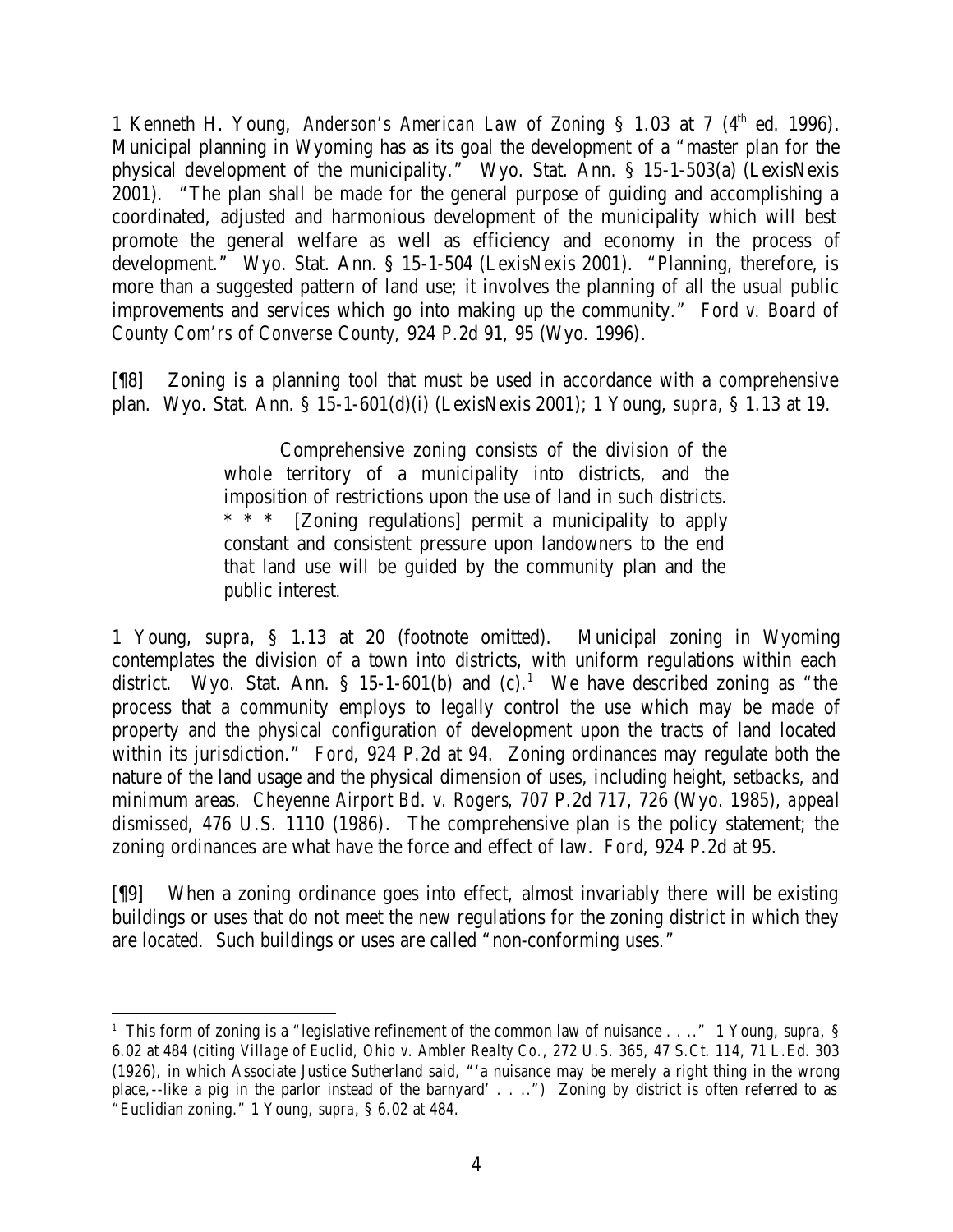1 Kenneth H. Young, *Anderson's American Law of Zoning* § 1.03 at 7 (4th ed. 1996). Municipal planning in Wyoming has as its goal the development of a "master plan for the physical development of the municipality." Wyo. Stat. Ann. § 15-1-503(a) (LexisNexis 2001). "The plan shall be made for the general purpose of guiding and accomplishing a coordinated, adjusted and harmonious development of the municipality which will best promote the general welfare as well as efficiency and economy in the process of development." Wyo. Stat. Ann. § 15-1-504 (LexisNexis 2001). "Planning, therefore, is more than a suggested pattern of land use; it involves the planning of all the usual public improvements and services which go into making up the community." *Ford v. Board of County Com'rs of Converse County*, 924 P.2d 91, 95 (Wyo. 1996).

[¶8] Zoning is a planning tool that must be used in accordance with a comprehensive plan. Wyo. Stat. Ann. § 15-1-601(d)(i) (LexisNexis 2001); 1 Young, *supra*, § 1.13 at 19.

> Comprehensive zoning consists of the division of the whole territory of a municipality into districts, and the imposition of restrictions upon the use of land in such districts. * * * [Zoning regulations] permit a municipality to apply constant and consistent pressure upon landowners to the end that land use will be guided by the community plan and the public interest.

1 Young, *supra*, § 1.13 at 20 (footnote omitted). Municipal zoning in Wyoming contemplates the division of a town into districts, with uniform regulations within each district. Wyo. Stat. Ann. § 15-1-601(b) and (c).[1] We have described zoning as "the process that a community employs to legally control the use which may be made of property and the physical configuration of development upon the tracts of land located within its jurisdiction." *Ford*, 924 P.2d at 94. Zoning ordinances may regulate both the nature of the land usage and the physical dimension of uses, including height, setbacks, and minimum areas. *Cheyenne Airport Bd. v. Rogers*, 707 P.2d 717, 726 (Wyo. 1985), *appeal dismissed*, 476 U.S. 1110 (1986). The comprehensive plan is the policy statement; the zoning ordinances are what have the force and effect of law. *Ford*, 924 P.2d at 95.

[¶9] When a zoning ordinance goes into effect, almost invariably there will be existing buildings or uses that do not meet the new regulations for the zoning district in which they are located. Such buildings or uses are called "non-conforming uses."

[1] This form of zoning is a "legislative refinement of the common law of nuisance . . . ." 1 Young, *supra*, § 6.02 at 484 (citing *Village of Euclid, Ohio v. Ambler Realty Co.*, 272 U.S. 365, 47 S.Ct. 114, 71 L.Ed. 303 (1926), in which Associate Justice Sutherland said, "'a nuisance may be merely a right thing in the wrong place,--like a pig in the parlor instead of the barnyard' . . . .") Zoning by district is often referred to as "Euclidian zoning." 1 Young, *supra*, § 6.02 at 484.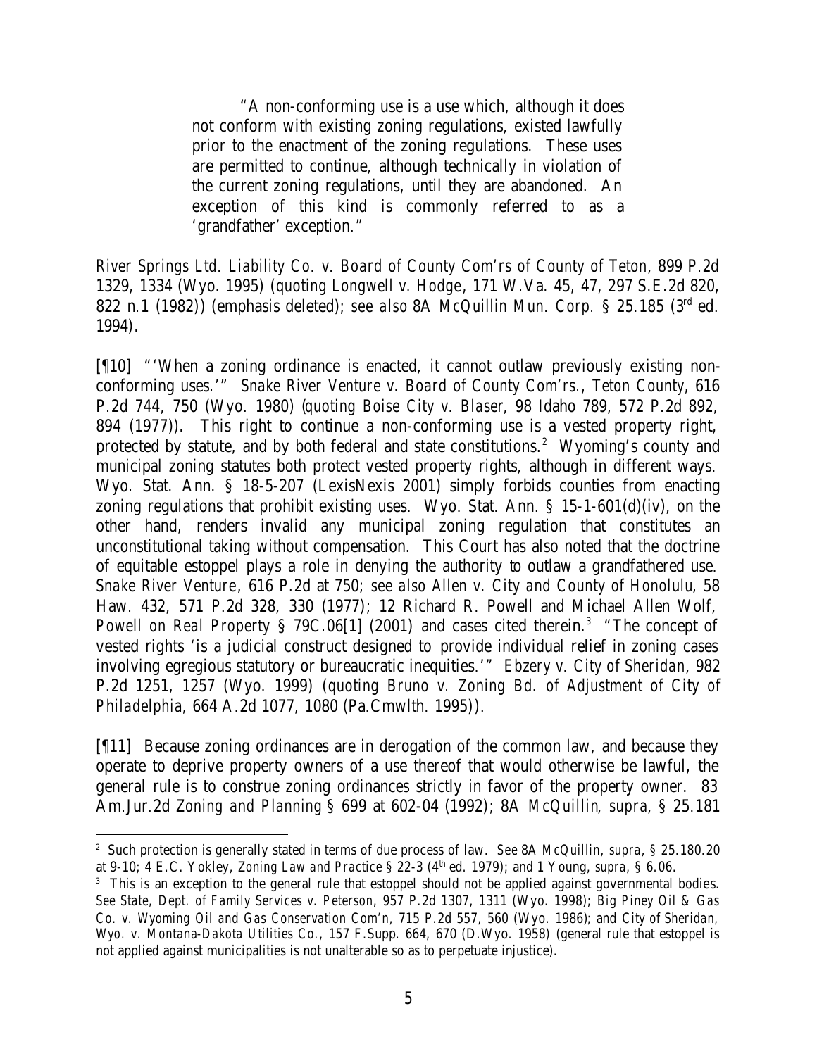> "A non-conforming use is a use which, although it does not conform with existing zoning regulations, existed lawfully prior to the enactment of the zoning regulations. These uses are permitted to continue, although technically in violation of the current zoning regulations, until they are abandoned. An exception of this kind is commonly referred to as a 'grandfather' exception."

*River Springs Ltd. Liability Co. v. Board of County Com'rs of County of Teton*, 899 P.2d 1329, 1334 (Wyo. 1995) (*quoting Longwell v. Hodge*, 171 W.Va. 45, 47, 297 S.E.2d 820, 822 n.1 (1982)) (emphasis deleted); *see also* 8A *McQuillin Mun. Corp.* § 25.185 (3rd ed. 1994).

[¶10] "'When a zoning ordinance is enacted, it cannot outlaw previously existing non-conforming uses.'" *Snake River Venture v. Board of County Com'rs., Teton County*, 616 P.2d 744, 750 (Wyo. 1980) (*quoting Boise City v. Blaser*, 98 Idaho 789, 572 P.2d 892, 894 (1977)). This right to continue a non-conforming use is a vested property right, protected by statute, and by both federal and state constitutions.[2] Wyoming's county and municipal zoning statutes both protect vested property rights, although in different ways. Wyo. Stat. Ann. § 18-5-207 (LexisNexis 2001) simply forbids counties from enacting zoning regulations that prohibit existing uses. Wyo. Stat. Ann. § 15-1-601(d)(iv), on the other hand, renders invalid any municipal zoning regulation that constitutes an unconstitutional taking without compensation. This Court has also noted that the doctrine of equitable estoppel plays a role in denying the authority to outlaw a grandfathered use. *Snake River Venture*, 616 P.2d at 750; *see also Allen v. City and County of Honolulu*, 58 Haw. 432, 571 P.2d 328, 330 (1977); 12 Richard R. Powell and Michael Allen Wolf, *Powell on Real Property* § 79C.06[1] (2001) and cases cited therein.[3] "The concept of vested rights 'is a judicial construct designed to provide individual relief in zoning cases involving egregious statutory or bureaucratic inequities.'" *Ebzery v. City of Sheridan*, 982 P.2d 1251, 1257 (Wyo. 1999) (*quoting Bruno v. Zoning Bd. of Adjustment of City of Philadelphia*, 664 A.2d 1077, 1080 (Pa.Cmwlth. 1995)).

[¶11] Because zoning ordinances are in derogation of the common law, and because they operate to deprive property owners of a use thereof that would otherwise be lawful, the general rule is to construe zoning ordinances strictly in favor of the property owner. 83 Am.Jur.2d *Zoning and Planning* § 699 at 602-04 (1992); 8A *McQuillin*, *supra*, § 25.181

---

[2] Such protection is generally stated in terms of due process of law. *See* 8A *McQuillin*, *supra*, § 25.180.20 at 9-10; 4 E.C. Yokley, *Zoning Law and Practice* § 22-3 (4th ed. 1979); and 1 Young, *supra*, § 6.06.

[3] This is an exception to the general rule that estoppel should not be applied against governmental bodies. *See State, Dept. of Family Services v. Peterson*, 957 P.2d 1307, 1311 (Wyo. 1998); *Big Piney Oil & Gas Co. v. Wyoming Oil and Gas Conservation Com'n*, 715 P.2d 557, 560 (Wyo. 1986); and *City of Sheridan, Wyo. v. Montana-Dakota Utilities Co.*, 157 F.Supp. 664, 670 (D.Wyo. 1958) (general rule that estoppel is not applied against municipalities is not unalterable so as to perpetuate injustice).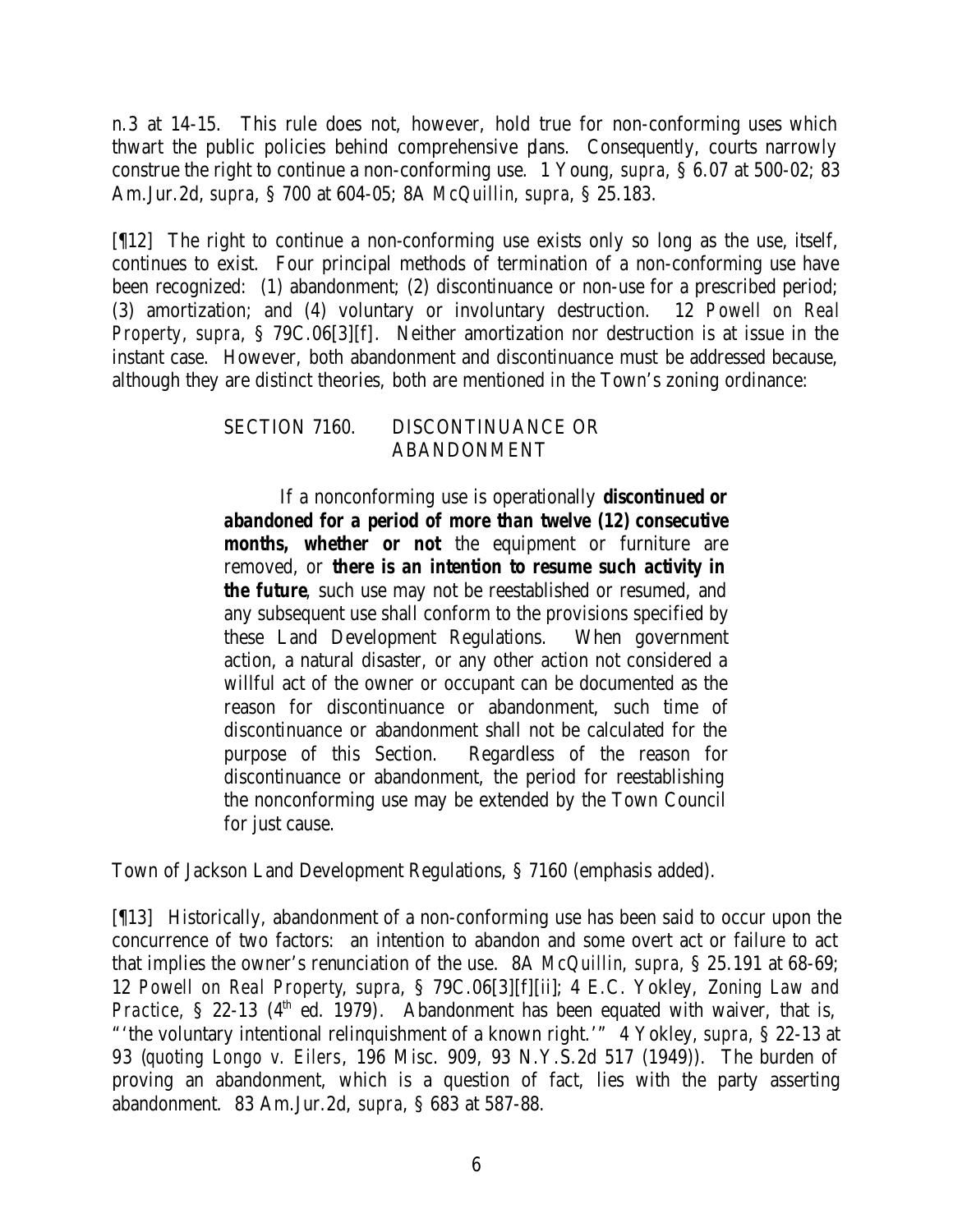n.3 at 14-15. This rule does not, however, hold true for non-conforming uses which thwart the public policies behind comprehensive plans. Consequently, courts narrowly construe the right to continue a non-conforming use. 1 Young, *supra*, § 6.07 at 500-02; 83 Am.Jur.2d, *supra*, § 700 at 604-05; 8A *McQuillin*, *supra*, § 25.183.

[¶12] The right to continue a non-conforming use exists only so long as the use, itself, continues to exist. Four principal methods of termination of a non-conforming use have been recognized: (1) abandonment; (2) discontinuance or non-use for a prescribed period; (3) amortization; and (4) voluntary or involuntary destruction. 12 *Powell on Real Property*, *supra*, § 79C.06[3][f]. Neither amortization nor destruction is at issue in the instant case. However, both abandonment and discontinuance must be addressed because, although they are distinct theories, both are mentioned in the Town's zoning ordinance:

> SECTION 7160. DISCONTINUANCE OR ABANDONMENT
>
> If a nonconforming use is operationally **discontinued or abandoned for a period of more than twelve (12) consecutive months, whether or not** the equipment or furniture are removed, or **there is an intention to resume such activity in the future**, such use may not be reestablished or resumed, and any subsequent use shall conform to the provisions specified by these Land Development Regulations. When government action, a natural disaster, or any other action not considered a willful act of the owner or occupant can be documented as the reason for discontinuance or abandonment, such time of discontinuance or abandonment shall not be calculated for the purpose of this Section. Regardless of the reason for discontinuance or abandonment, the period for reestablishing the nonconforming use may be extended by the Town Council for just cause.

Town of Jackson Land Development Regulations, § 7160 (emphasis added).

[¶13] Historically, abandonment of a non-conforming use has been said to occur upon the concurrence of two factors: an intention to abandon and some overt act or failure to act that implies the owner's renunciation of the use. 8A *McQuillin*, *supra*, § 25.191 at 68-69; 12 *Powell on Real Property*, *supra*, § 79C.06[3][f][ii]; 4 E.C. Yokley, *Zoning Law and Practice*, § 22-13 (4th ed. 1979). Abandonment has been equated with waiver, that is, "'the voluntary intentional relinquishment of a known right.'" 4 Yokley, *supra*, § 22-13 at 93 (*quoting Longo v. Eilers*, 196 Misc. 909, 93 N.Y.S.2d 517 (1949)). The burden of proving an abandonment, which is a question of fact, lies with the party asserting abandonment. 83 Am.Jur.2d, *supra*, § 683 at 587-88.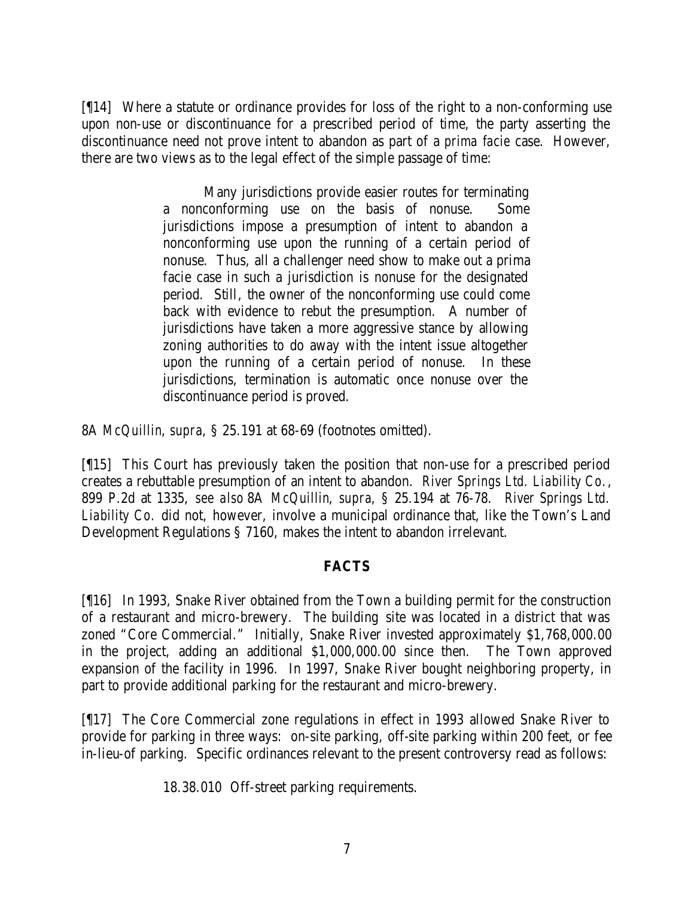[¶14] Where a statute or ordinance provides for loss of the right to a non-conforming use upon non-use or discontinuance for a prescribed period of time, the party asserting the discontinuance need not prove intent to abandon as part of a *prima facie* case. However, there are two views as to the legal effect of the simple passage of time:

> Many jurisdictions provide easier routes for terminating a nonconforming use on the basis of nonuse. Some jurisdictions impose a presumption of intent to abandon a nonconforming use upon the running of a certain period of nonuse. Thus, all a challenger need show to make out a prima facie case in such a jurisdiction is nonuse for the designated period. Still, the owner of the nonconforming use could come back with evidence to rebut the presumption. A number of jurisdictions have taken a more aggressive stance by allowing zoning authorities to do away with the intent issue altogether upon the running of a certain period of nonuse. In these jurisdictions, termination is automatic once nonuse over the discontinuance period is proved.

8A *McQuillin*, *supra*, § 25.191 at 68-69 (footnotes omitted).

[¶15] This Court has previously taken the position that non-use for a prescribed period creates a rebuttable presumption of an intent to abandon. *River Springs Ltd. Liability Co.*, 899 P.2d at 1335, *see also* 8A *McQuillin*, *supra*, § 25.194 at 76-78. *River Springs Ltd. Liability Co.* did not, however, involve a municipal ordinance that, like the Town's Land Development Regulations § 7160, makes the intent to abandon irrelevant.

## FACTS

[¶16] In 1993, Snake River obtained from the Town a building permit for the construction of a restaurant and micro-brewery. The building site was located in a district that was zoned "Core Commercial." Initially, Snake River invested approximately $1,768,000.00 in the project, adding an additional $1,000,000.00 since then. The Town approved expansion of the facility in 1996. In 1997, Snake River bought neighboring property, in part to provide additional parking for the restaurant and micro-brewery.

[¶17] The Core Commercial zone regulations in effect in 1993 allowed Snake River to provide for parking in three ways: on-site parking, off-site parking within 200 feet, or fee in-lieu-of parking. Specific ordinances relevant to the present controversy read as follows:

> 18.38.010 Off-street parking requirements.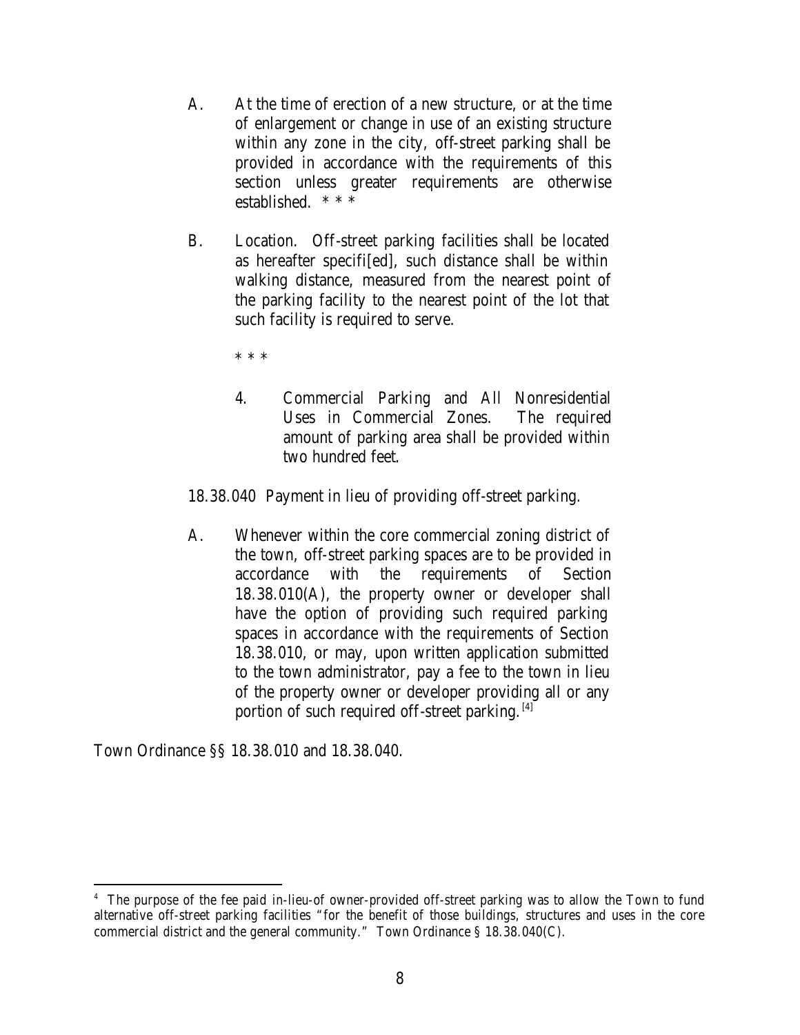> A. At the time of erection of a new structure, or at the time of enlargement or change in use of an existing structure within any zone in the city, off-street parking shall be provided in accordance with the requirements of this section unless greater requirements are otherwise established. * * *
>
> B. Location. Off-street parking facilities shall be located as hereafter specifi[ed], such distance shall be within walking distance, measured from the nearest point of the parking facility to the nearest point of the lot that such facility is required to serve.
>
> > * * *
> >
> > 4. Commercial Parking and All Nonresidential Uses in Commercial Zones. The required amount of parking area shall be provided within two hundred feet.
>
> 18.38.040 Payment in lieu of providing off-street parking.
>
> A. Whenever within the core commercial zoning district of the town, off-street parking spaces are to be provided in accordance with the requirements of Section 18.38.010(A), the property owner or developer shall have the option of providing such required parking spaces in accordance with the requirements of Section 18.38.010, or may, upon written application submitted to the town administrator, pay a fee to the town in lieu of the property owner or developer providing all or any portion of such required off-street parking.[4]

Town Ordinance §§ 18.38.010 and 18.38.040.

---

[4] The purpose of the fee paid in-lieu-of owner-provided off-street parking was to allow the Town to fund alternative off-street parking facilities "for the benefit of those buildings, structures and uses in the core commercial district and the general community." Town Ordinance § 18.38.040(C).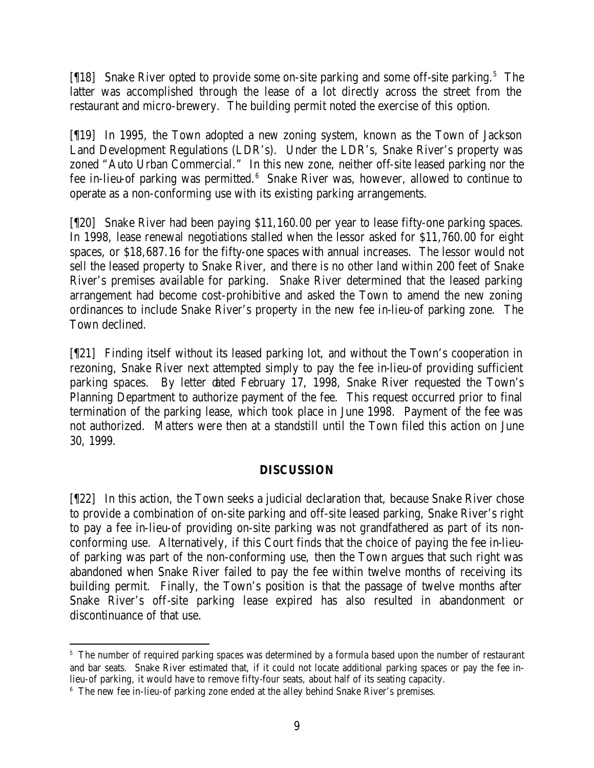[¶18] Snake River opted to provide some on-site parking and some off-site parking.[5] The latter was accomplished through the lease of a lot directly across the street from the restaurant and micro-brewery. The building permit noted the exercise of this option.

[¶19] In 1995, the Town adopted a new zoning system, known as the Town of Jackson Land Development Regulations (LDR's). Under the LDR's, Snake River's property was zoned "Auto Urban Commercial." In this new zone, neither off-site leased parking nor the fee in-lieu-of parking was permitted.[6] Snake River was, however, allowed to continue to operate as a non-conforming use with its existing parking arrangements.

[¶20] Snake River had been paying $11,160.00 per year to lease fifty-one parking spaces. In 1998, lease renewal negotiations stalled when the lessor asked for $11,760.00 for eight spaces, or $18,687.16 for the fifty-one spaces with annual increases. The lessor would not sell the leased property to Snake River, and there is no other land within 200 feet of Snake River's premises available for parking. Snake River determined that the leased parking arrangement had become cost-prohibitive and asked the Town to amend the new zoning ordinances to include Snake River's property in the new fee in-lieu-of parking zone. The Town declined.

[¶21] Finding itself without its leased parking lot, and without the Town's cooperation in rezoning, Snake River next attempted simply to pay the fee in-lieu-of providing sufficient parking spaces. By letter dated February 17, 1998, Snake River requested the Town's Planning Department to authorize payment of the fee. This request occurred prior to final termination of the parking lease, which took place in June 1998. Payment of the fee was not authorized. Matters were then at a standstill until the Town filed this action on June 30, 1999.

## DISCUSSION

[¶22] In this action, the Town seeks a judicial declaration that, because Snake River chose to provide a combination of on-site parking and off-site leased parking, Snake River's right to pay a fee in-lieu-of providing on-site parking was not grandfathered as part of its non-conforming use. Alternatively, if this Court finds that the choice of paying the fee in-lieu-of parking was part of the non-conforming use, then the Town argues that such right was abandoned when Snake River failed to pay the fee within twelve months of receiving its building permit. Finally, the Town's position is that the passage of twelve months after Snake River's off-site parking lease expired has also resulted in abandonment or discontinuance of that use.

---

[5] The number of required parking spaces was determined by a formula based upon the number of restaurant and bar seats. Snake River estimated that, if it could not locate additional parking spaces or pay the fee in-lieu-of parking, it would have to remove fifty-four seats, about half of its seating capacity.

[6] The new fee in-lieu-of parking zone ended at the alley behind Snake River's premises.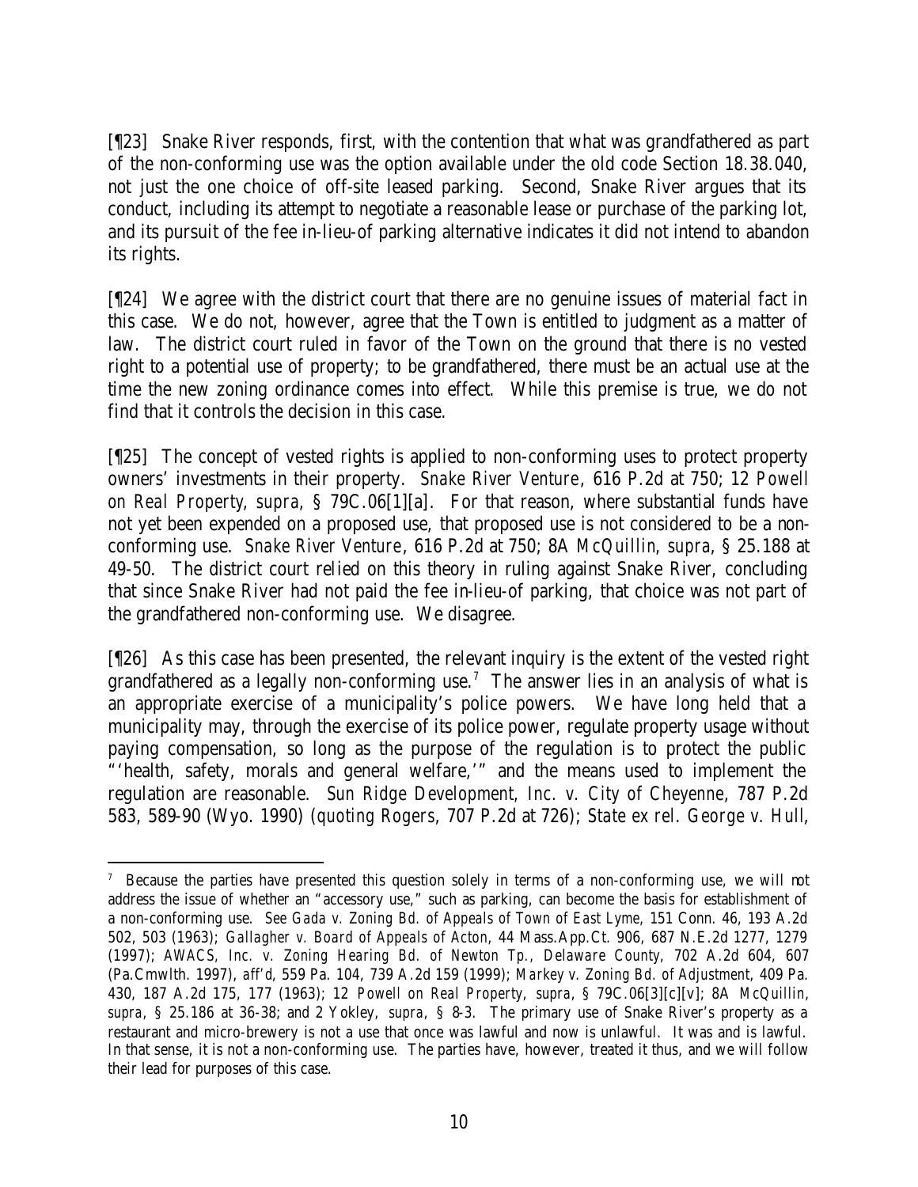[¶23] Snake River responds, first, with the contention that what was grandfathered as part of the non-conforming use was the option available under the old code Section 18.38.040, not just the one choice of off-site leased parking. Second, Snake River argues that its conduct, including its attempt to negotiate a reasonable lease or purchase of the parking lot, and its pursuit of the fee in-lieu-of parking alternative indicates it did not intend to abandon its rights.

[¶24] We agree with the district court that there are no genuine issues of material fact in this case. We do not, however, agree that the Town is entitled to judgment as a matter of law. The district court ruled in favor of the Town on the ground that there is no vested right to a potential use of property; to be grandfathered, there must be an actual use at the time the new zoning ordinance comes into effect. While this premise is true, we do not find that it controls the decision in this case.

[¶25] The concept of vested rights is applied to non-conforming uses to protect property owners' investments in their property. *Snake River Venture*, 616 P.2d at 750; 12 *Powell on Real Property*, *supra*, § 79C.06[1][a]. For that reason, where substantial funds have not yet been expended on a proposed use, that proposed use is not considered to be a non-conforming use. *Snake River Venture*, 616 P.2d at 750; 8A *McQuillin*, *supra*, § 25.188 at 49-50. The district court relied on this theory in ruling against Snake River, concluding that since Snake River had not paid the fee in-lieu-of parking, that choice was not part of the grandfathered non-conforming use. We disagree.

[¶26] As this case has been presented, the relevant inquiry is the extent of the vested right grandfathered as a legally non-conforming use.[7] The answer lies in an analysis of what is an appropriate exercise of a municipality's police powers. We have long held that a municipality may, through the exercise of its police power, regulate property usage without paying compensation, so long as the purpose of the regulation is to protect the public "'health, safety, morals and general welfare,'" and the means used to implement the regulation are reasonable. *Sun Ridge Development, Inc. v. City of Cheyenne*, 787 P.2d 583, 589-90 (Wyo. 1990) (*quoting Rogers*, 707 P.2d at 726); *State ex rel. George v. Hull*,

---

[7] Because the parties have presented this question solely in terms of a non-conforming use, we will not address the issue of whether an "accessory use," such as parking, can become the basis for establishment of a non-conforming use. *See Gada v. Zoning Bd. of Appeals of Town of East Lyme*, 151 Conn. 46, 193 A.2d 502, 503 (1963); *Gallagher v. Board of Appeals of Acton*, 44 Mass.App.Ct. 906, 687 N.E.2d 1277, 1279 (1997); *AWACS, Inc. v. Zoning Hearing Bd. of Newton Tp., Delaware County*, 702 A.2d 604, 607 (Pa.Cmwlth. 1997), *aff'd*, 559 Pa. 104, 739 A.2d 159 (1999); *Markey v. Zoning Bd. of Adjustment*, 409 Pa. 430, 187 A.2d 175, 177 (1963); 12 *Powell on Real Property*, *supra*, § 79C.06[3][c][v]; 8A *McQuillin*, *supra*, § 25.186 at 36-38; and 2 *Yokley*, *supra*, § 8-3. The primary use of Snake River's property as a restaurant and micro-brewery is not a use that once was lawful and now is unlawful. It was and is lawful. In that sense, it is not a non-conforming use. The parties have, however, treated it thus, and we will follow their lead for purposes of this case.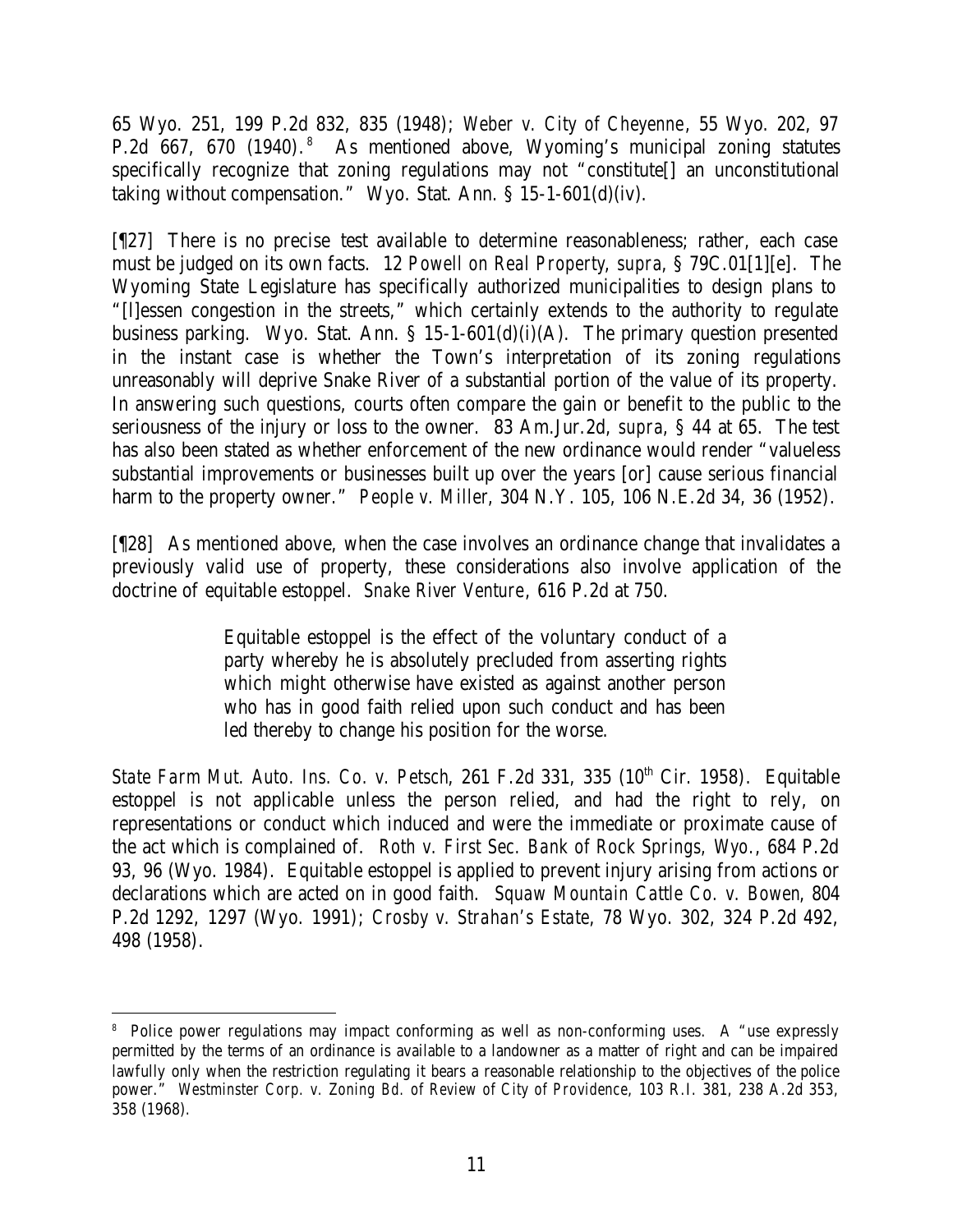65 Wyo. 251, 199 P.2d 832, 835 (1948); *Weber v. City of Cheyenne*, 55 Wyo. 202, 97 P.2d 667, 670 (1940).[8] As mentioned above, Wyoming's municipal zoning statutes specifically recognize that zoning regulations may not "constitute[] an unconstitutional taking without compensation." Wyo. Stat. Ann. § 15-1-601(d)(iv).

[¶27] There is no precise test available to determine reasonableness; rather, each case must be judged on its own facts. 12 *Powell on Real Property*, *supra*, § 79C.01[1][e]. The Wyoming State Legislature has specifically authorized municipalities to design plans to "[l]essen congestion in the streets," which certainly extends to the authority to regulate business parking. Wyo. Stat. Ann. § 15-1-601(d)(i)(A). The primary question presented in the instant case is whether the Town's interpretation of its zoning regulations unreasonably will deprive Snake River of a substantial portion of the value of its property. In answering such questions, courts often compare the gain or benefit to the public to the seriousness of the injury or loss to the owner. 83 Am.Jur.2d, *supra*, § 44 at 65. The test has also been stated as whether enforcement of the new ordinance would render "valueless substantial improvements or businesses built up over the years [or] cause serious financial harm to the property owner." *People v. Miller*, 304 N.Y. 105, 106 N.E.2d 34, 36 (1952).

[¶28] As mentioned above, when the case involves an ordinance change that invalidates a previously valid use of property, these considerations also involve application of the doctrine of equitable estoppel. *Snake River Venture*, 616 P.2d at 750.

> Equitable estoppel is the effect of the voluntary conduct of a party whereby he is absolutely precluded from asserting rights which might otherwise have existed as against another person who has in good faith relied upon such conduct and has been led thereby to change his position for the worse.

*State Farm Mut. Auto. Ins. Co. v. Petsch*, 261 F.2d 331, 335 (10th Cir. 1958). Equitable estoppel is not applicable unless the person relied, and had the right to rely, on representations or conduct which induced and were the immediate or proximate cause of the act which is complained of. *Roth v. First Sec. Bank of Rock Springs, Wyo.*, 684 P.2d 93, 96 (Wyo. 1984). Equitable estoppel is applied to prevent injury arising from actions or declarations which are acted on in good faith. *Squaw Mountain Cattle Co. v. Bowen*, 804 P.2d 1292, 1297 (Wyo. 1991); *Crosby v. Strahan's Estate*, 78 Wyo. 302, 324 P.2d 492, 498 (1958).

---

[8] Police power regulations may impact conforming as well as non-conforming uses. A "use expressly permitted by the terms of an ordinance is available to a landowner as a matter of right and can be impaired lawfully only when the restriction regulating it bears a reasonable relationship to the objectives of the police power." *Westminster Corp. v. Zoning Bd. of Review of City of Providence*, 103 R.I. 381, 238 A.2d 353, 358 (1968).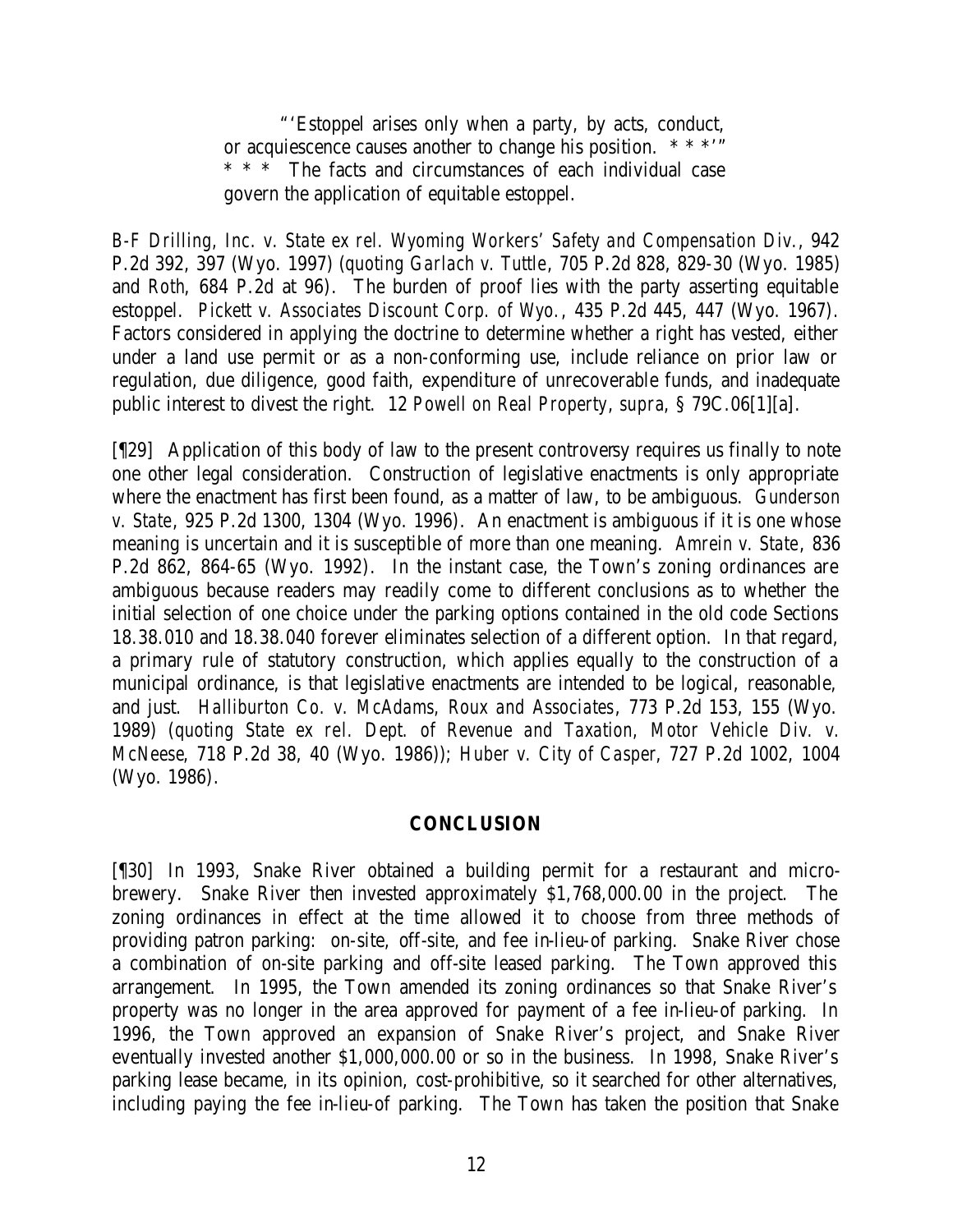> "'Estoppel arises only when a party, by acts, conduct, or acquiescence causes another to change his position. * * *'" * * * The facts and circumstances of each individual case govern the application of equitable estoppel.

*B-F Drilling, Inc. v. State ex rel. Wyoming Workers' Safety and Compensation Div.*, 942 P.2d 392, 397 (Wyo. 1997) (*quoting Garlach v. Tuttle*, 705 P.2d 828, 829-30 (Wyo. 1985) and *Roth*, 684 P.2d at 96). The burden of proof lies with the party asserting equitable estoppel. *Pickett v. Associates Discount Corp. of Wyo.*, 435 P.2d 445, 447 (Wyo. 1967). Factors considered in applying the doctrine to determine whether a right has vested, either under a land use permit or as a non-conforming use, include reliance on prior law or regulation, due diligence, good faith, expenditure of unrecoverable funds, and inadequate public interest to divest the right. 12 *Powell on Real Property*, *supra*, § 79C.06[1][a].

[¶29] Application of this body of law to the present controversy requires us finally to note one other legal consideration. Construction of legislative enactments is only appropriate where the enactment has first been found, as a matter of law, to be ambiguous. *Gunderson v. State*, 925 P.2d 1300, 1304 (Wyo. 1996). An enactment is ambiguous if it is one whose meaning is uncertain and it is susceptible of more than one meaning. *Amrein v. State*, 836 P.2d 862, 864-65 (Wyo. 1992). In the instant case, the Town's zoning ordinances are ambiguous because readers may readily come to different conclusions as to whether the initial selection of one choice under the parking options contained in the old code Sections 18.38.010 and 18.38.040 forever eliminates selection of a different option. In that regard, a primary rule of statutory construction, which applies equally to the construction of a municipal ordinance, is that legislative enactments are intended to be logical, reasonable, and just. *Halliburton Co. v. McAdams, Roux and Associates*, 773 P.2d 153, 155 (Wyo. 1989) (*quoting State ex rel. Dept. of Revenue and Taxation, Motor Vehicle Div. v. McNeese*, 718 P.2d 38, 40 (Wyo. 1986)); *Huber v. City of Casper*, 727 P.2d 1002, 1004 (Wyo. 1986).

## CONCLUSION

[¶30] In 1993, Snake River obtained a building permit for a restaurant and micro-brewery. Snake River then invested approximately $1,768,000.00 in the project. The zoning ordinances in effect at the time allowed it to choose from three methods of providing patron parking: on-site, off-site, and fee in-lieu-of parking. Snake River chose a combination of on-site parking and off-site leased parking. The Town approved this arrangement. In 1995, the Town amended its zoning ordinances so that Snake River's property was no longer in the area approved for payment of a fee in-lieu-of parking. In 1996, the Town approved an expansion of Snake River's project, and Snake River eventually invested another $1,000,000.00 or so in the business. In 1998, Snake River's parking lease became, in its opinion, cost-prohibitive, so it searched for other alternatives, including paying the fee in-lieu-of parking. The Town has taken the position that Snake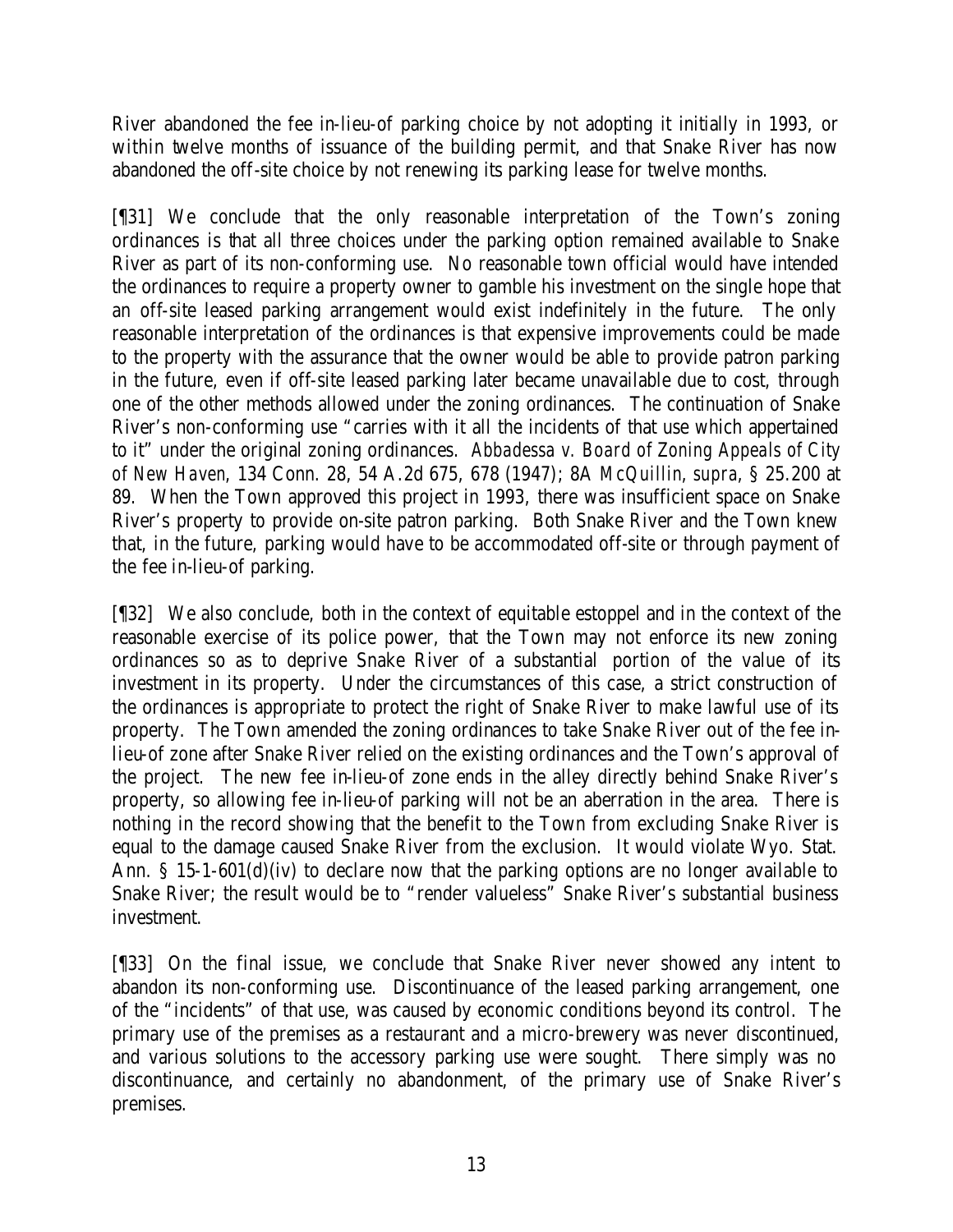River abandoned the fee in-lieu-of parking choice by not adopting it initially in 1993, or within twelve months of issuance of the building permit, and that Snake River has now abandoned the off-site choice by not renewing its parking lease for twelve months.

[¶31] We conclude that the only reasonable interpretation of the Town's zoning ordinances is that all three choices under the parking option remained available to Snake River as part of its non-conforming use. No reasonable town official would have intended the ordinances to require a property owner to gamble his investment on the single hope that an off-site leased parking arrangement would exist indefinitely in the future. The only reasonable interpretation of the ordinances is that expensive improvements could be made to the property with the assurance that the owner would be able to provide patron parking in the future, even if off-site leased parking later became unavailable due to cost, through one of the other methods allowed under the zoning ordinances. The continuation of Snake River's non-conforming use "carries with it all the incidents of that use which appertained to it" under the original zoning ordinances. *Abbadessa v. Board of Zoning Appeals of City of New Haven*, 134 Conn. 28, 54 A.2d 675, 678 (1947); 8A *McQuillin, supra*, § 25.200 at 89. When the Town approved this project in 1993, there was insufficient space on Snake River's property to provide on-site patron parking. Both Snake River and the Town knew that, in the future, parking would have to be accommodated off-site or through payment of the fee in-lieu-of parking.

[¶32] We also conclude, both in the context of equitable estoppel and in the context of the reasonable exercise of its police power, that the Town may not enforce its new zoning ordinances so as to deprive Snake River of a substantial portion of the value of its investment in its property. Under the circumstances of this case, a strict construction of the ordinances is appropriate to protect the right of Snake River to make lawful use of its property. The Town amended the zoning ordinances to take Snake River out of the fee in-lieu-of zone after Snake River relied on the existing ordinances and the Town's approval of the project. The new fee in-lieu-of zone ends in the alley directly behind Snake River's property, so allowing fee in-lieu-of parking will not be an aberration in the area. There is nothing in the record showing that the benefit to the Town from excluding Snake River is equal to the damage caused Snake River from the exclusion. It would violate Wyo. Stat. Ann. § 15-1-601(d)(iv) to declare now that the parking options are no longer available to Snake River; the result would be to "render valueless" Snake River's substantial business investment.

[¶33] On the final issue, we conclude that Snake River never showed any intent to abandon its non-conforming use. Discontinuance of the leased parking arrangement, one of the "incidents" of that use, was caused by economic conditions beyond its control. The primary use of the premises as a restaurant and a micro-brewery was never discontinued, and various solutions to the accessory parking use were sought. There simply was no discontinuance, and certainly no abandonment, of the primary use of Snake River's premises.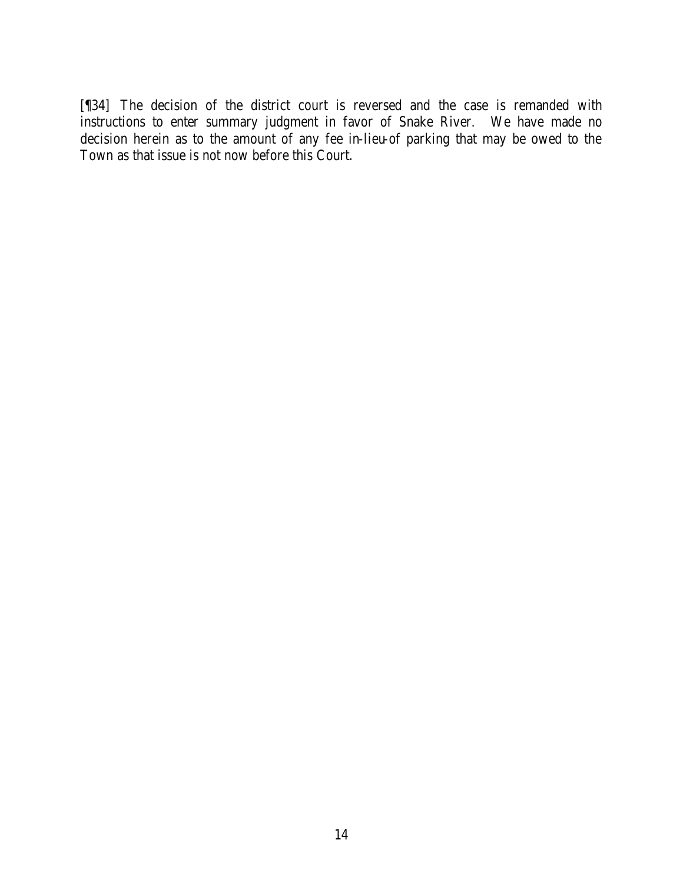[¶34] The decision of the district court is reversed and the case is remanded with instructions to enter summary judgment in favor of Snake River. We have made no decision herein as to the amount of any fee in-lieu-of parking that may be owed to the Town as that issue is not now before this Court.